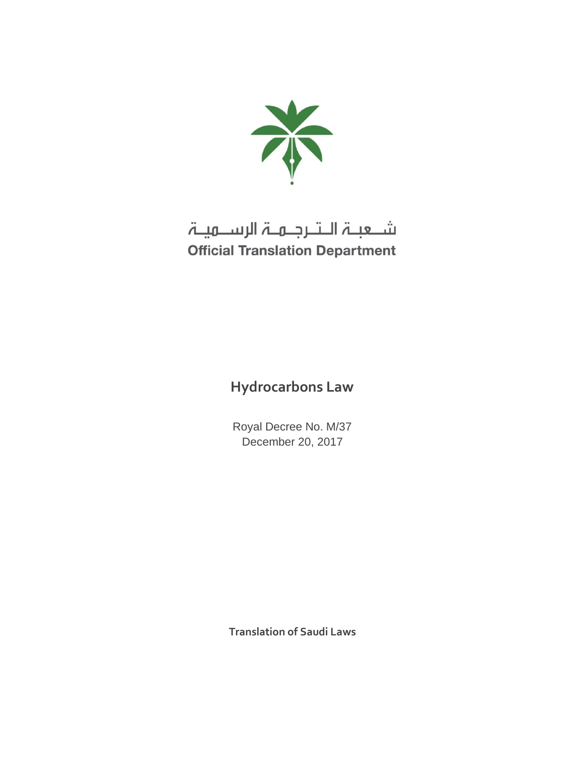شـعبـة الـتـرجـمـة الرسـمـيـة

Official Translation Department

# Hydrocarbons Law

Royal Decree No. M/37

December 20, 2017

**Translation of Saudi Laws**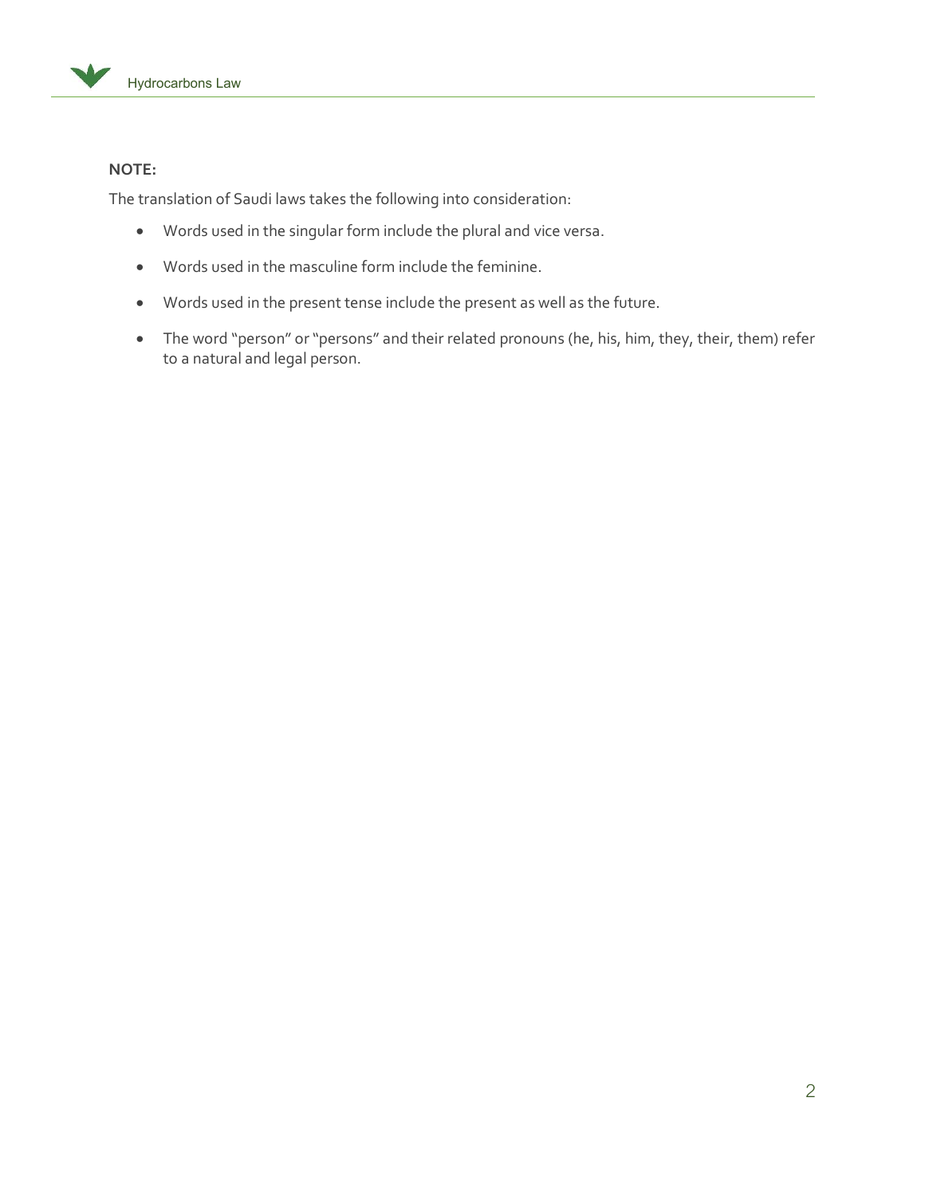**NOTE:**

The translation of Saudi laws takes the following into consideration:

- Words used in the singular form include the plural and vice versa.
- Words used in the masculine form include the feminine.
- Words used in the present tense include the present as well as the future.
- The word "person" or "persons" and their related pronouns (he, his, him, they, their, them) refer to a natural and legal person.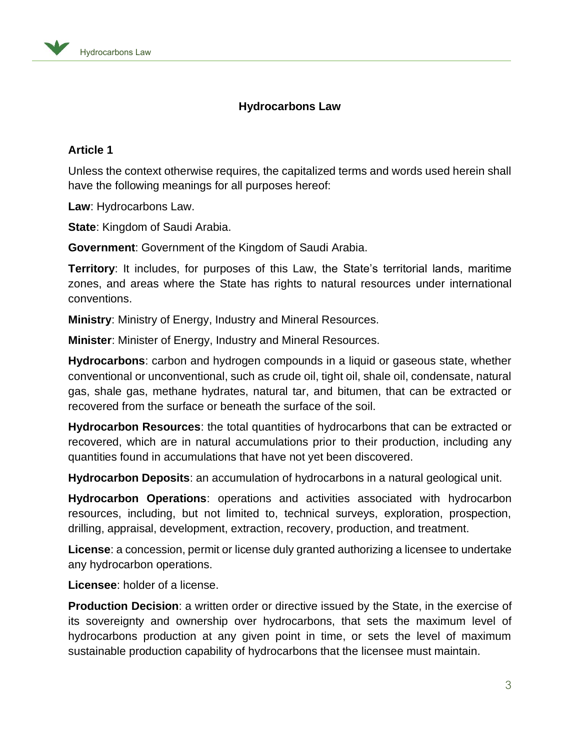# Hydrocarbons Law

## Article 1

Unless the context otherwise requires, the capitalized terms and words used herein shall have the following meanings for all purposes hereof:

**Law**: Hydrocarbons Law.

**State**: Kingdom of Saudi Arabia.

**Government**: Government of the Kingdom of Saudi Arabia.

**Territory**: It includes, for purposes of this Law, the State's territorial lands, maritime zones, and areas where the State has rights to natural resources under international conventions.

**Ministry**: Ministry of Energy, Industry and Mineral Resources.

**Minister**: Minister of Energy, Industry and Mineral Resources.

**Hydrocarbons**: carbon and hydrogen compounds in a liquid or gaseous state, whether conventional or unconventional, such as crude oil, tight oil, shale oil, condensate, natural gas, shale gas, methane hydrates, natural tar, and bitumen, that can be extracted or recovered from the surface or beneath the surface of the soil.

**Hydrocarbon Resources**: the total quantities of hydrocarbons that can be extracted or recovered, which are in natural accumulations prior to their production, including any quantities found in accumulations that have not yet been discovered.

**Hydrocarbon Deposits**: an accumulation of hydrocarbons in a natural geological unit.

**Hydrocarbon Operations**: operations and activities associated with hydrocarbon resources, including, but not limited to, technical surveys, exploration, prospection, drilling, appraisal, development, extraction, recovery, production, and treatment.

**License**: a concession, permit or license duly granted authorizing a licensee to undertake any hydrocarbon operations.

**Licensee**: holder of a license.

**Production Decision**: a written order or directive issued by the State, in the exercise of its sovereignty and ownership over hydrocarbons, that sets the maximum level of hydrocarbons production at any given point in time, or sets the level of maximum sustainable production capability of hydrocarbons that the licensee must maintain.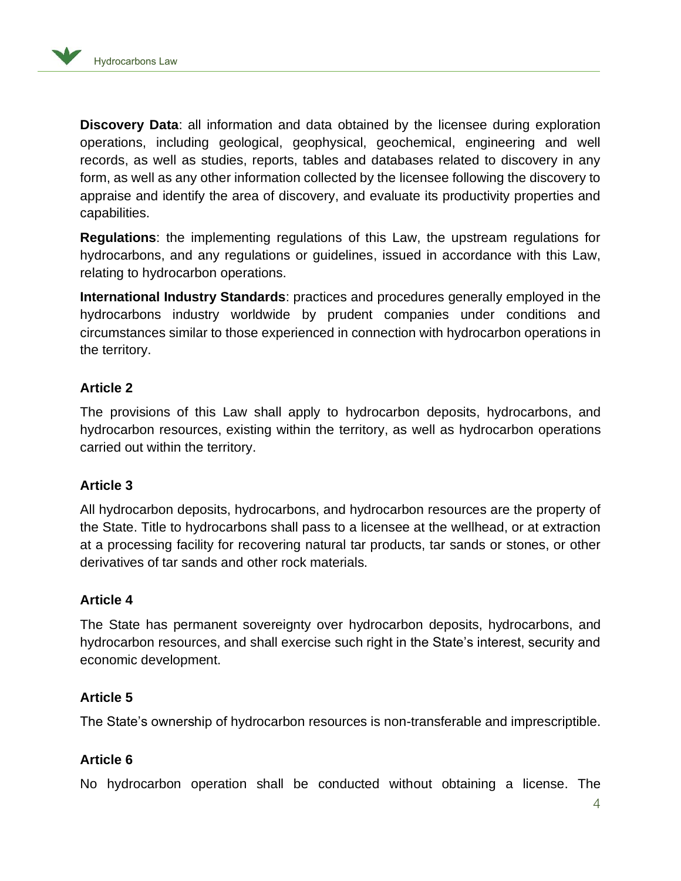**Discovery Data**: all information and data obtained by the licensee during exploration operations, including geological, geophysical, geochemical, engineering and well records, as well as studies, reports, tables and databases related to discovery in any form, as well as any other information collected by the licensee following the discovery to appraise and identify the area of discovery, and evaluate its productivity properties and capabilities.

**Regulations**: the implementing regulations of this Law, the upstream regulations for hydrocarbons, and any regulations or guidelines, issued in accordance with this Law, relating to hydrocarbon operations.

**International Industry Standards**: practices and procedures generally employed in the hydrocarbons industry worldwide by prudent companies under conditions and circumstances similar to those experienced in connection with hydrocarbon operations in the territory.

### Article 2

The provisions of this Law shall apply to hydrocarbon deposits, hydrocarbons, and hydrocarbon resources, existing within the territory, as well as hydrocarbon operations carried out within the territory.

### Article 3

All hydrocarbon deposits, hydrocarbons, and hydrocarbon resources are the property of the State. Title to hydrocarbons shall pass to a licensee at the wellhead, or at extraction at a processing facility for recovering natural tar products, tar sands or stones, or other derivatives of tar sands and other rock materials.

### Article 4

The State has permanent sovereignty over hydrocarbon deposits, hydrocarbons, and hydrocarbon resources, and shall exercise such right in the State's interest, security and economic development.

### Article 5

The State's ownership of hydrocarbon resources is non-transferable and imprescriptible.

### Article 6

No hydrocarbon operation shall be conducted without obtaining a license. The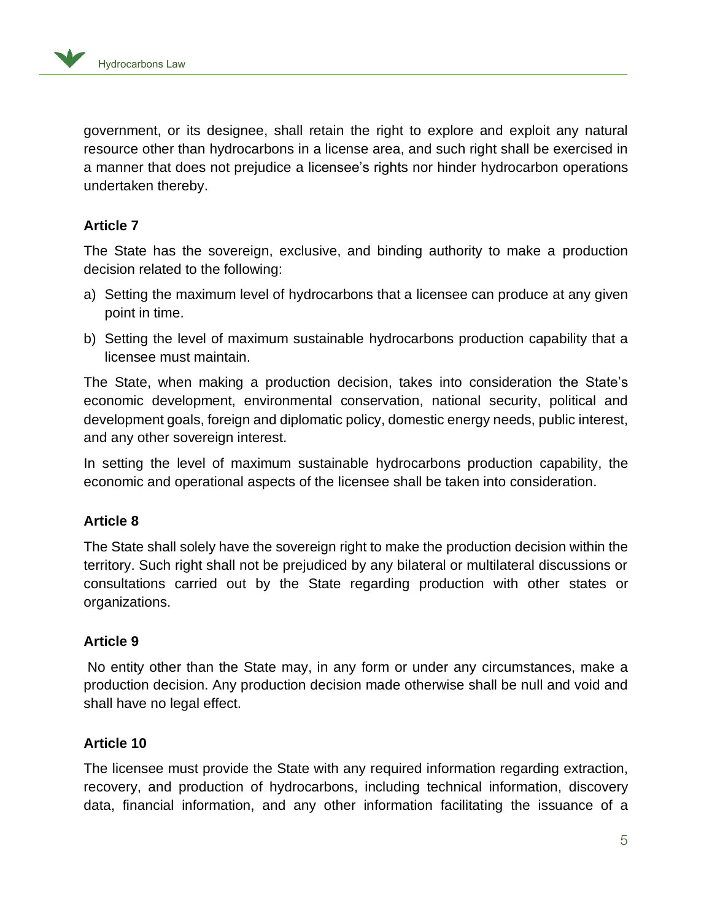government, or its designee, shall retain the right to explore and exploit any natural resource other than hydrocarbons in a license area, and such right shall be exercised in a manner that does not prejudice a licensee's rights nor hinder hydrocarbon operations undertaken thereby.

### Article 7

The State has the sovereign, exclusive, and binding authority to make a production decision related to the following:

a) Setting the maximum level of hydrocarbons that a licensee can produce at any given point in time.

b) Setting the level of maximum sustainable hydrocarbons production capability that a licensee must maintain.

The State, when making a production decision, takes into consideration the State's economic development, environmental conservation, national security, political and development goals, foreign and diplomatic policy, domestic energy needs, public interest, and any other sovereign interest.

In setting the level of maximum sustainable hydrocarbons production capability, the economic and operational aspects of the licensee shall be taken into consideration.

### Article 8

The State shall solely have the sovereign right to make the production decision within the territory. Such right shall not be prejudiced by any bilateral or multilateral discussions or consultations carried out by the State regarding production with other states or organizations.

### Article 9

No entity other than the State may, in any form or under any circumstances, make a production decision. Any production decision made otherwise shall be null and void and shall have no legal effect.

### Article 10

The licensee must provide the State with any required information regarding extraction, recovery, and production of hydrocarbons, including technical information, discovery data, financial information, and any other information facilitating the issuance of a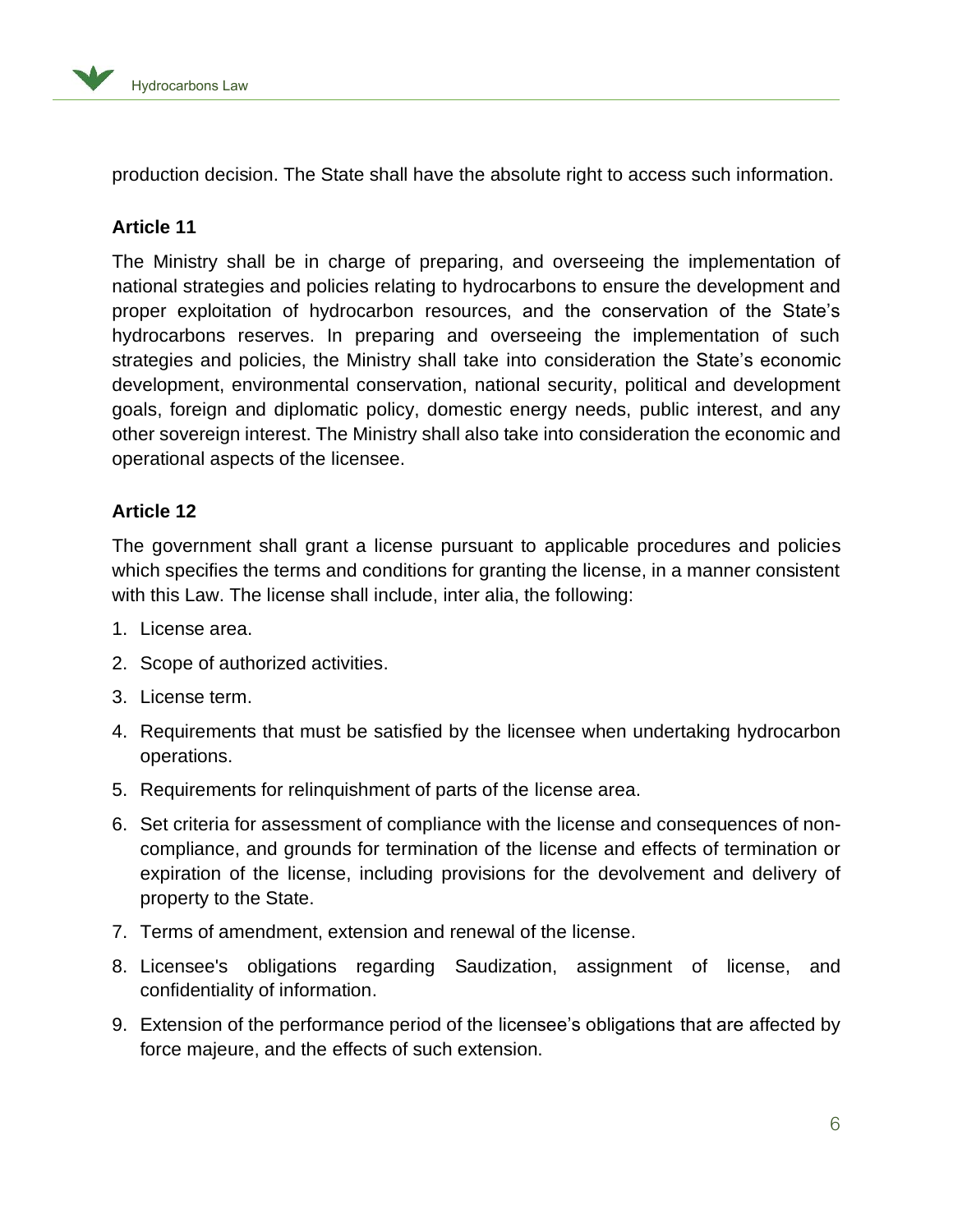production decision. The State shall have the absolute right to access such information.

## Article 11

The Ministry shall be in charge of preparing, and overseeing the implementation of national strategies and policies relating to hydrocarbons to ensure the development and proper exploitation of hydrocarbon resources, and the conservation of the State's hydrocarbons reserves. In preparing and overseeing the implementation of such strategies and policies, the Ministry shall take into consideration the State's economic development, environmental conservation, national security, political and development goals, foreign and diplomatic policy, domestic energy needs, public interest, and any other sovereign interest. The Ministry shall also take into consideration the economic and operational aspects of the licensee.

## Article 12

The government shall grant a license pursuant to applicable procedures and policies which specifies the terms and conditions for granting the license, in a manner consistent with this Law. The license shall include, inter alia, the following:

1. License area.
2. Scope of authorized activities.
3. License term.
4. Requirements that must be satisfied by the licensee when undertaking hydrocarbon operations.
5. Requirements for relinquishment of parts of the license area.
6. Set criteria for assessment of compliance with the license and consequences of non-compliance, and grounds for termination of the license and effects of termination or expiration of the license, including provisions for the devolvement and delivery of property to the State.
7. Terms of amendment, extension and renewal of the license.
8. Licensee's obligations regarding Saudization, assignment of license, and confidentiality of information.
9. Extension of the performance period of the licensee's obligations that are affected by force majeure, and the effects of such extension.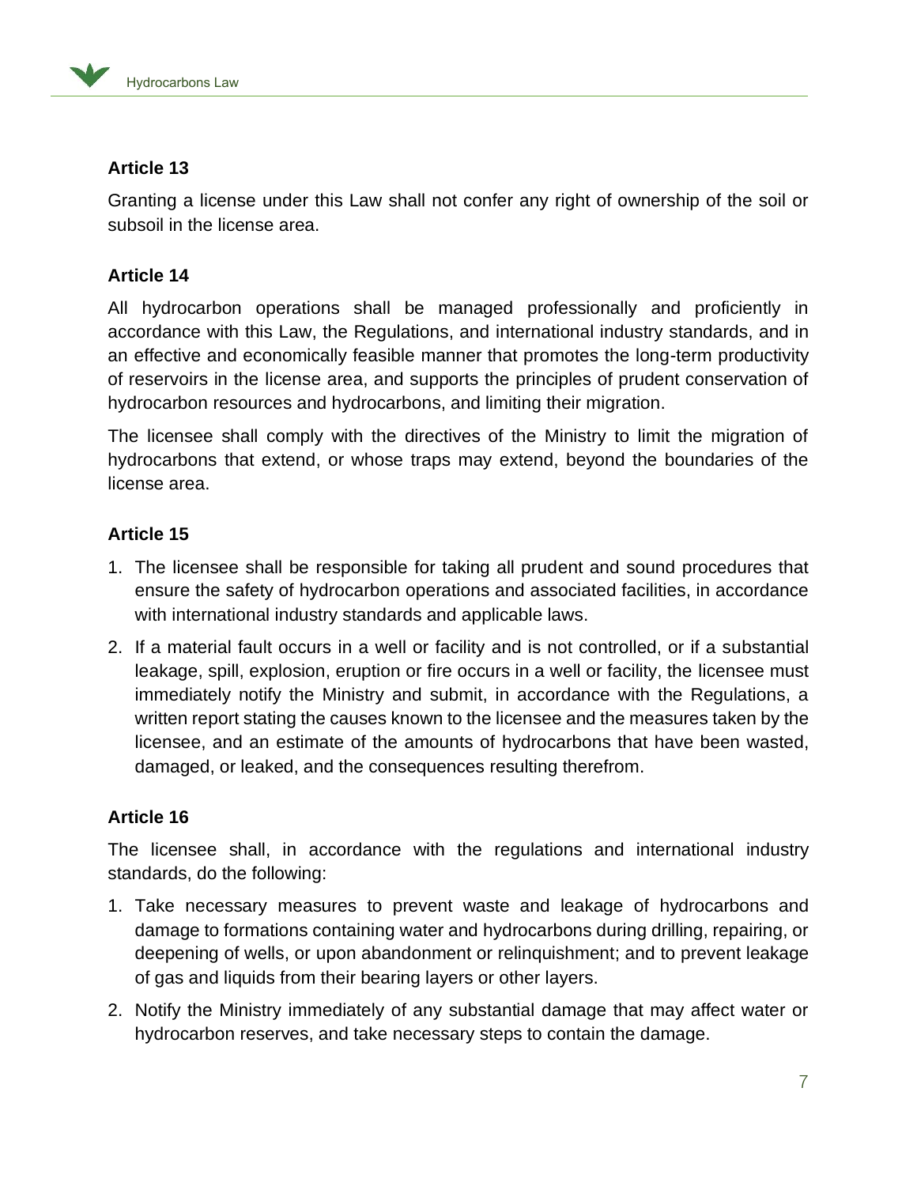### Article 13

Granting a license under this Law shall not confer any right of ownership of the soil or subsoil in the license area.

### Article 14

All hydrocarbon operations shall be managed professionally and proficiently in accordance with this Law, the Regulations, and international industry standards, and in an effective and economically feasible manner that promotes the long-term productivity of reservoirs in the license area, and supports the principles of prudent conservation of hydrocarbon resources and hydrocarbons, and limiting their migration.

The licensee shall comply with the directives of the Ministry to limit the migration of hydrocarbons that extend, or whose traps may extend, beyond the boundaries of the license area.

### Article 15

1. The licensee shall be responsible for taking all prudent and sound procedures that ensure the safety of hydrocarbon operations and associated facilities, in accordance with international industry standards and applicable laws.
2. If a material fault occurs in a well or facility and is not controlled, or if a substantial leakage, spill, explosion, eruption or fire occurs in a well or facility, the licensee must immediately notify the Ministry and submit, in accordance with the Regulations, a written report stating the causes known to the licensee and the measures taken by the licensee, and an estimate of the amounts of hydrocarbons that have been wasted, damaged, or leaked, and the consequences resulting therefrom.

### Article 16

The licensee shall, in accordance with the regulations and international industry standards, do the following:

1. Take necessary measures to prevent waste and leakage of hydrocarbons and damage to formations containing water and hydrocarbons during drilling, repairing, or deepening of wells, or upon abandonment or relinquishment; and to prevent leakage of gas and liquids from their bearing layers or other layers.
2. Notify the Ministry immediately of any substantial damage that may affect water or hydrocarbon reserves, and take necessary steps to contain the damage.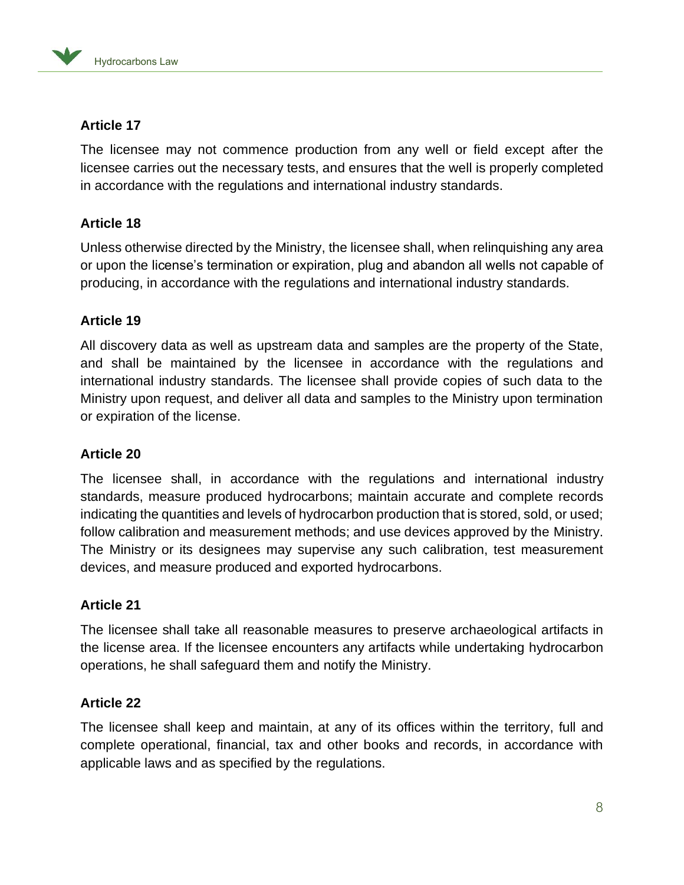### Article 17

The licensee may not commence production from any well or field except after the licensee carries out the necessary tests, and ensures that the well is properly completed in accordance with the regulations and international industry standards.

### Article 18

Unless otherwise directed by the Ministry, the licensee shall, when relinquishing any area or upon the license's termination or expiration, plug and abandon all wells not capable of producing, in accordance with the regulations and international industry standards.

### Article 19

All discovery data as well as upstream data and samples are the property of the State, and shall be maintained by the licensee in accordance with the regulations and international industry standards. The licensee shall provide copies of such data to the Ministry upon request, and deliver all data and samples to the Ministry upon termination or expiration of the license.

### Article 20

The licensee shall, in accordance with the regulations and international industry standards, measure produced hydrocarbons; maintain accurate and complete records indicating the quantities and levels of hydrocarbon production that is stored, sold, or used; follow calibration and measurement methods; and use devices approved by the Ministry. The Ministry or its designees may supervise any such calibration, test measurement devices, and measure produced and exported hydrocarbons.

### Article 21

The licensee shall take all reasonable measures to preserve archaeological artifacts in the license area. If the licensee encounters any artifacts while undertaking hydrocarbon operations, he shall safeguard them and notify the Ministry.

### Article 22

The licensee shall keep and maintain, at any of its offices within the territory, full and complete operational, financial, tax and other books and records, in accordance with applicable laws and as specified by the regulations.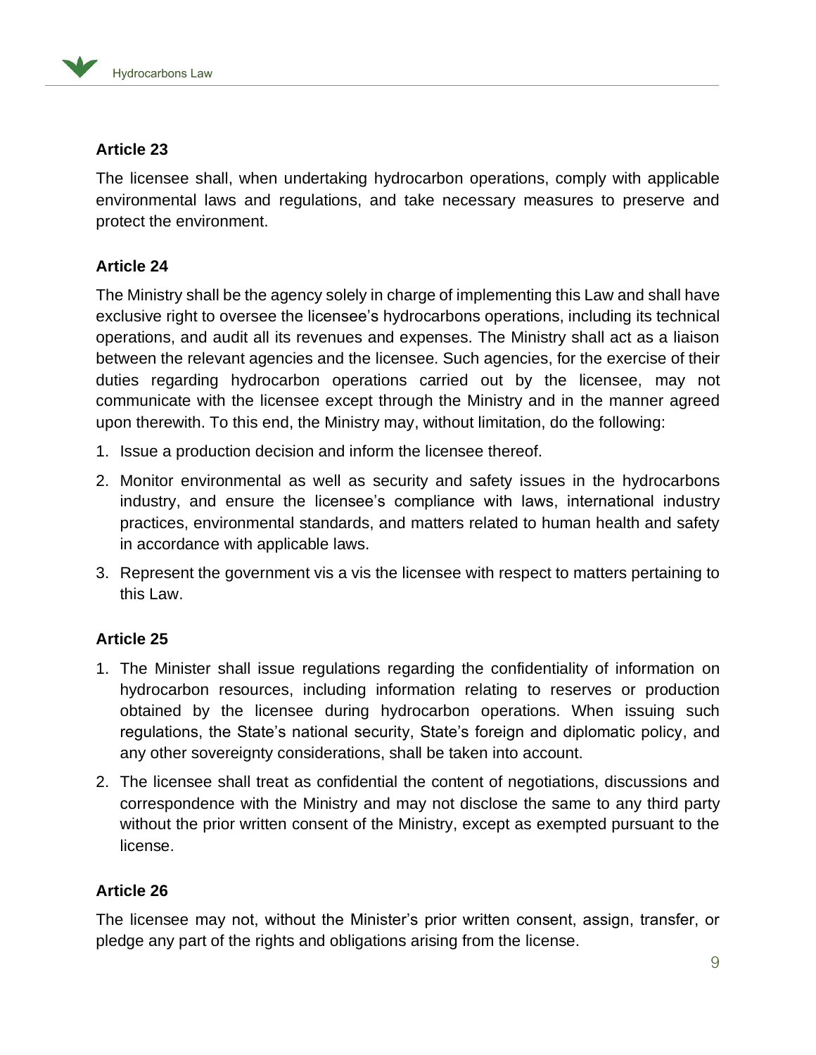## Article 23

The licensee shall, when undertaking hydrocarbon operations, comply with applicable environmental laws and regulations, and take necessary measures to preserve and protect the environment.

## Article 24

The Ministry shall be the agency solely in charge of implementing this Law and shall have exclusive right to oversee the licensee's hydrocarbons operations, including its technical operations, and audit all its revenues and expenses. The Ministry shall act as a liaison between the relevant agencies and the licensee. Such agencies, for the exercise of their duties regarding hydrocarbon operations carried out by the licensee, may not communicate with the licensee except through the Ministry and in the manner agreed upon therewith. To this end, the Ministry may, without limitation, do the following:

1. Issue a production decision and inform the licensee thereof.
2. Monitor environmental as well as security and safety issues in the hydrocarbons industry, and ensure the licensee's compliance with laws, international industry practices, environmental standards, and matters related to human health and safety in accordance with applicable laws.
3. Represent the government vis a vis the licensee with respect to matters pertaining to this Law.

## Article 25

1. The Minister shall issue regulations regarding the confidentiality of information on hydrocarbon resources, including information relating to reserves or production obtained by the licensee during hydrocarbon operations. When issuing such regulations, the State's national security, State's foreign and diplomatic policy, and any other sovereignty considerations, shall be taken into account.
2. The licensee shall treat as confidential the content of negotiations, discussions and correspondence with the Ministry and may not disclose the same to any third party without the prior written consent of the Ministry, except as exempted pursuant to the license.

## Article 26

The licensee may not, without the Minister's prior written consent, assign, transfer, or pledge any part of the rights and obligations arising from the license.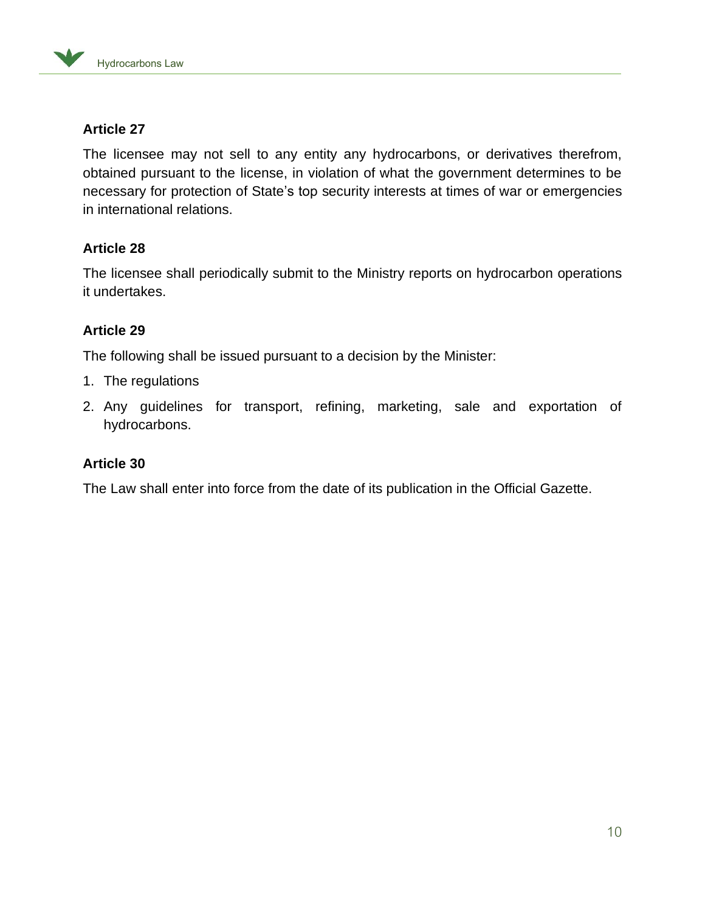### Article 27

The licensee may not sell to any entity any hydrocarbons, or derivatives therefrom, obtained pursuant to the license, in violation of what the government determines to be necessary for protection of State's top security interests at times of war or emergencies in international relations.

### Article 28

The licensee shall periodically submit to the Ministry reports on hydrocarbon operations it undertakes.

### Article 29

The following shall be issued pursuant to a decision by the Minister:

1. The regulations
2. Any guidelines for transport, refining, marketing, sale and exportation of hydrocarbons.

### Article 30

The Law shall enter into force from the date of its publication in the Official Gazette.